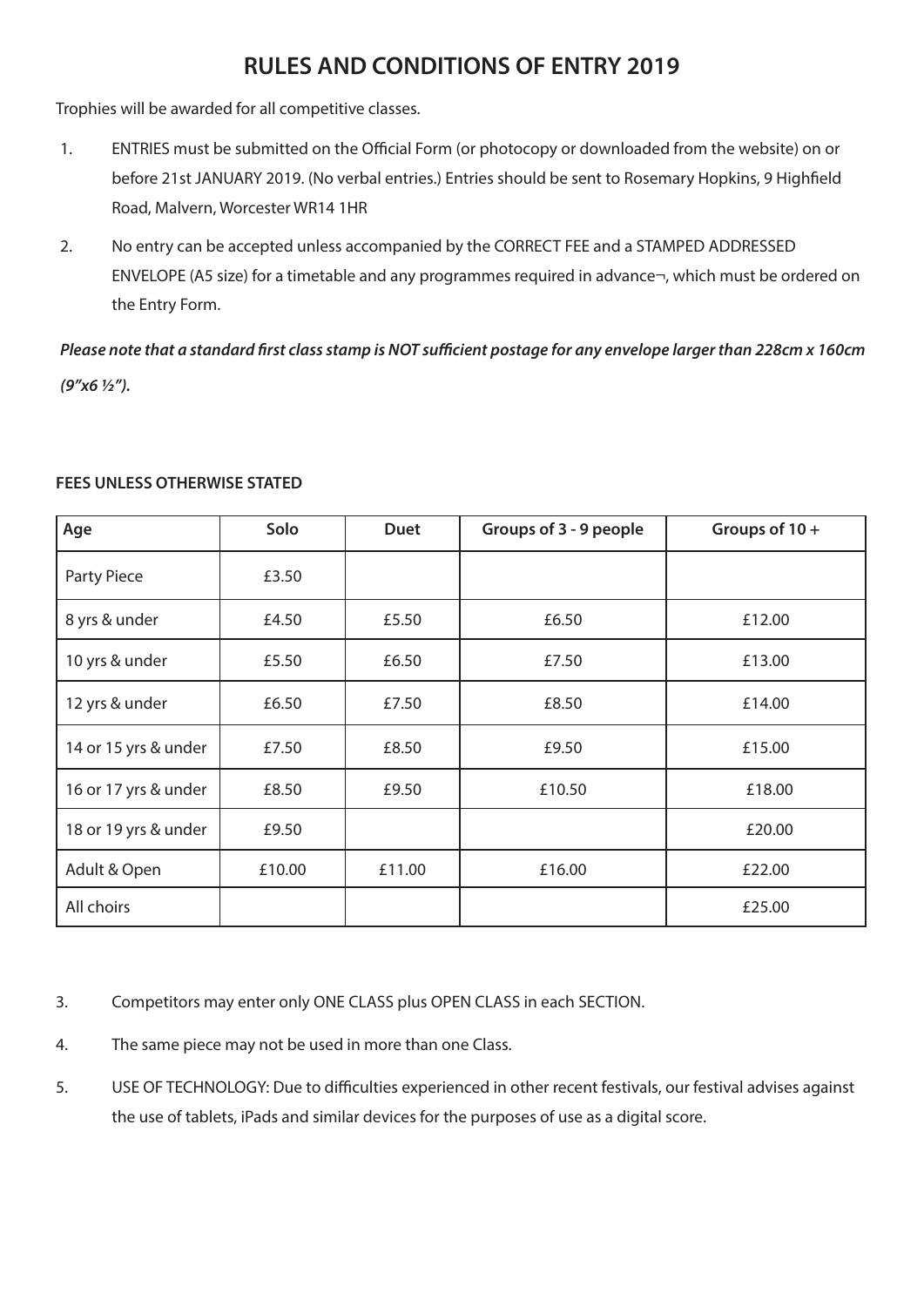# RULES AND CONDITIONS OF ENTRY 2019

Trophies will be awarded for all competitive classes.

1. ENTRIES must be submitted on the Official Form (or photocopy or downloaded from the website) on or before 21st JANUARY 2019. (No verbal entries.) Entries should be sent to Rosemary Hopkins, 9 Highfield Road, Malvern, Worcester WR14 1HR
2. No entry can be accepted unless accompanied by the CORRECT FEE and a STAMPED ADDRESSED ENVELOPE (A5 size) for a timetable and any programmes required in advance¬, which must be ordered on the Entry Form.

***Please note that a standard first class stamp is NOT sufficient postage for any envelope larger than 228cm x 160cm (9"x6 ½").***

**FEES UNLESS OTHERWISE STATED**

| Age | Solo | Duet | Groups of 3 - 9 people | Groups of 10 + |
|---|---|---|---|---|
| Party Piece | £3.50 | | | |
| 8 yrs & under | £4.50 | £5.50 | £6.50 | £12.00 |
| 10 yrs & under | £5.50 | £6.50 | £7.50 | £13.00 |
| 12 yrs & under | £6.50 | £7.50 | £8.50 | £14.00 |
| 14 or 15 yrs & under | £7.50 | £8.50 | £9.50 | £15.00 |
| 16 or 17 yrs & under | £8.50 | £9.50 | £10.50 | £18.00 |
| 18 or 19 yrs & under | £9.50 | | | £20.00 |
| Adult & Open | £10.00 | £11.00 | £16.00 | £22.00 |
| All choirs | | | | £25.00 |

3. Competitors may enter only ONE CLASS plus OPEN CLASS in each SECTION.
4. The same piece may not be used in more than one Class.
5. USE OF TECHNOLOGY: Due to difficulties experienced in other recent festivals, our festival advises against the use of tablets, iPads and similar devices for the purposes of use as a digital score.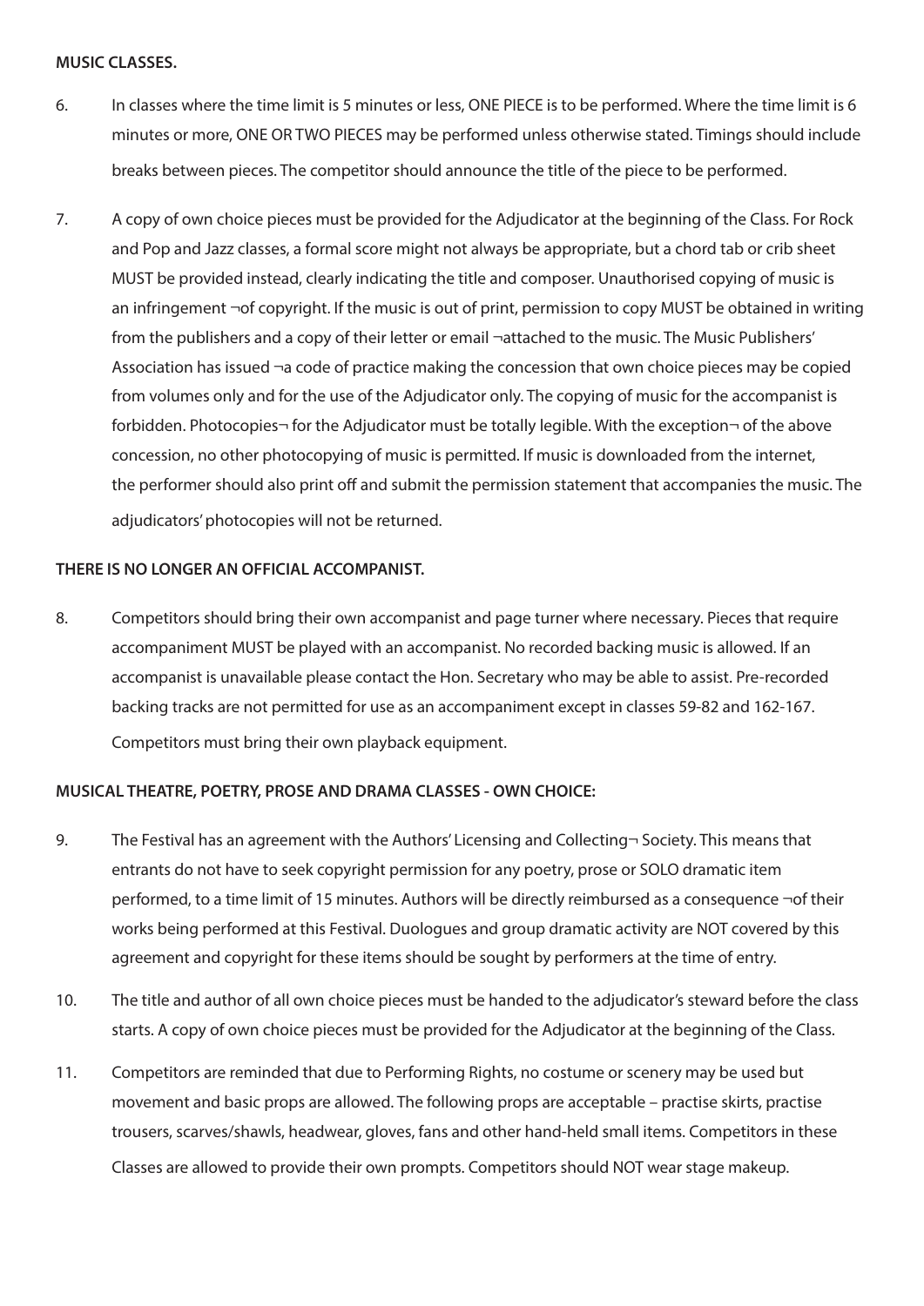**MUSIC CLASSES.**

6. In classes where the time limit is 5 minutes or less, ONE PIECE is to be performed. Where the time limit is 6 minutes or more, ONE OR TWO PIECES may be performed unless otherwise stated. Timings should include breaks between pieces. The competitor should announce the title of the piece to be performed.

7. A copy of own choice pieces must be provided for the Adjudicator at the beginning of the Class. For Rock and Pop and Jazz classes, a formal score might not always be appropriate, but a chord tab or crib sheet MUST be provided instead, clearly indicating the title and composer. Unauthorised copying of music is an infringement ¬of copyright. If the music is out of print, permission to copy MUST be obtained in writing from the publishers and a copy of their letter or email ¬attached to the music. The Music Publishers' Association has issued ¬a code of practice making the concession that own choice pieces may be copied from volumes only and for the use of the Adjudicator only. The copying of music for the accompanist is forbidden. Photocopies¬ for the Adjudicator must be totally legible. With the exception¬ of the above concession, no other photocopying of music is permitted. If music is downloaded from the internet, the performer should also print off and submit the permission statement that accompanies the music. The adjudicators' photocopies will not be returned.

**THERE IS NO LONGER AN OFFICIAL ACCOMPANIST.**

8. Competitors should bring their own accompanist and page turner where necessary. Pieces that require accompaniment MUST be played with an accompanist. No recorded backing music is allowed. If an accompanist is unavailable please contact the Hon. Secretary who may be able to assist. Pre-recorded backing tracks are not permitted for use as an accompaniment except in classes 59-82 and 162-167. Competitors must bring their own playback equipment.

**MUSICAL THEATRE, POETRY, PROSE AND DRAMA CLASSES - OWN CHOICE:**

9. The Festival has an agreement with the Authors' Licensing and Collecting¬ Society. This means that entrants do not have to seek copyright permission for any poetry, prose or SOLO dramatic item performed, to a time limit of 15 minutes. Authors will be directly reimbursed as a consequence ¬of their works being performed at this Festival. Duologues and group dramatic activity are NOT covered by this agreement and copyright for these items should be sought by performers at the time of entry.

10. The title and author of all own choice pieces must be handed to the adjudicator's steward before the class starts. A copy of own choice pieces must be provided for the Adjudicator at the beginning of the Class.

11. Competitors are reminded that due to Performing Rights, no costume or scenery may be used but movement and basic props are allowed. The following props are acceptable – practise skirts, practise trousers, scarves/shawls, headwear, gloves, fans and other hand-held small items. Competitors in these Classes are allowed to provide their own prompts. Competitors should NOT wear stage makeup.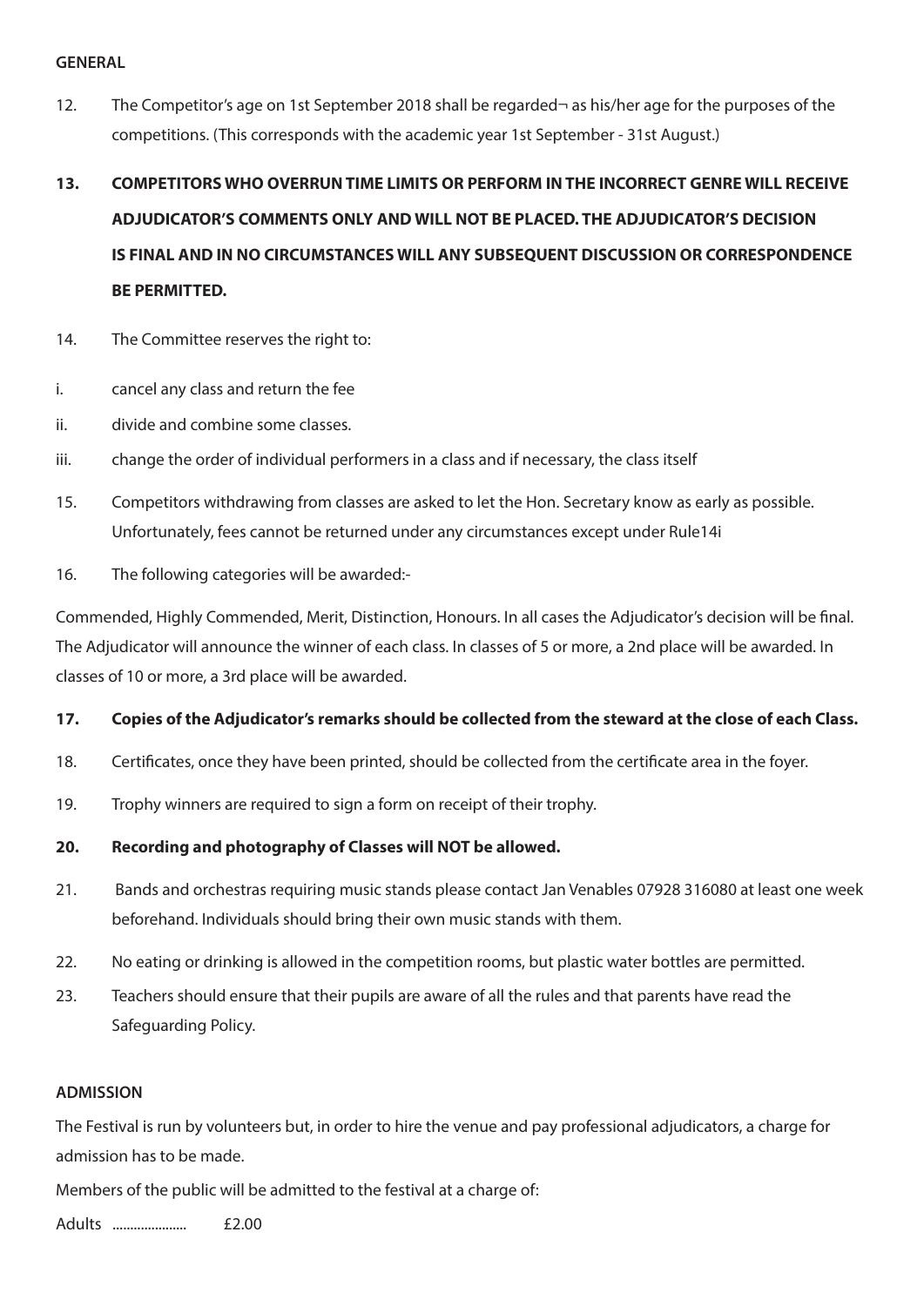**GENERAL**

12. The Competitor's age on 1st September 2018 shall be regarded¬ as his/her age for the purposes of the competitions. (This corresponds with the academic year 1st September - 31st August.)

**13. COMPETITORS WHO OVERRUN TIME LIMITS OR PERFORM IN THE INCORRECT GENRE WILL RECEIVE ADJUDICATOR'S COMMENTS ONLY AND WILL NOT BE PLACED. THE ADJUDICATOR'S DECISION IS FINAL AND IN NO CIRCUMSTANCES WILL ANY SUBSEQUENT DISCUSSION OR CORRESPONDENCE BE PERMITTED.**

14. The Committee reserves the right to:

i. cancel any class and return the fee

ii. divide and combine some classes.

iii. change the order of individual performers in a class and if necessary, the class itself

15. Competitors withdrawing from classes are asked to let the Hon. Secretary know as early as possible. Unfortunately, fees cannot be returned under any circumstances except under Rule14i

16. The following categories will be awarded:-

Commended, Highly Commended, Merit, Distinction, Honours. In all cases the Adjudicator's decision will be final. The Adjudicator will announce the winner of each class. In classes of 5 or more, a 2nd place will be awarded. In classes of 10 or more, a 3rd place will be awarded.

**17. Copies of the Adjudicator's remarks should be collected from the steward at the close of each Class.**

18. Certificates, once they have been printed, should be collected from the certificate area in the foyer.

19. Trophy winners are required to sign a form on receipt of their trophy.

**20. Recording and photography of Classes will NOT be allowed.**

21. Bands and orchestras requiring music stands please contact Jan Venables 07928 316080 at least one week beforehand. Individuals should bring their own music stands with them.

22. No eating or drinking is allowed in the competition rooms, but plastic water bottles are permitted.

23. Teachers should ensure that their pupils are aware of all the rules and that parents have read the Safeguarding Policy.

**ADMISSION**

The Festival is run by volunteers but, in order to hire the venue and pay professional adjudicators, a charge for admission has to be made.

Members of the public will be admitted to the festival at a charge of:

Adults .................... £2.00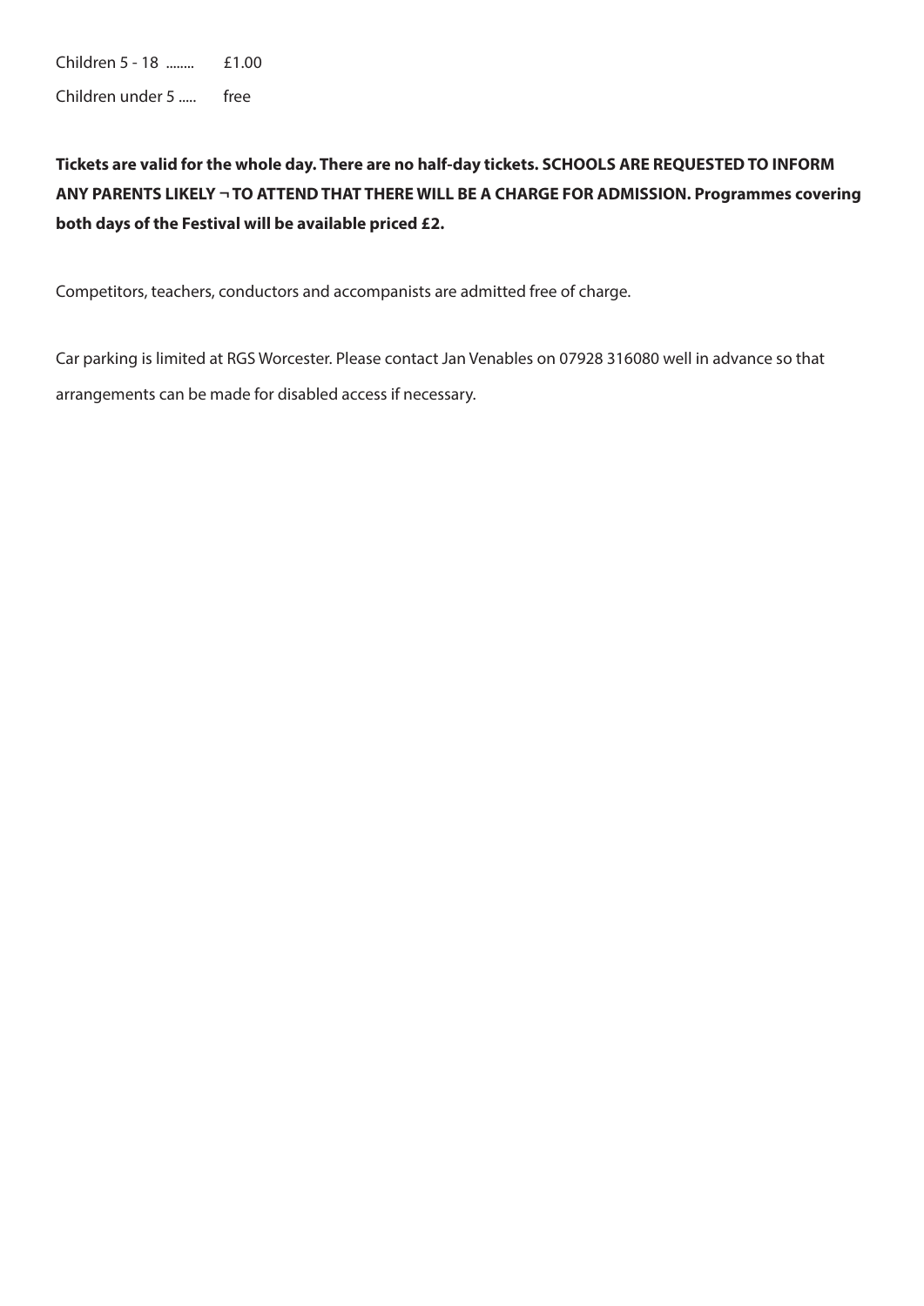Children 5 - 18 ........ £1.00

Children under 5 ..... free

**Tickets are valid for the whole day. There are no half-day tickets. SCHOOLS ARE REQUESTED TO INFORM ANY PARENTS LIKELY ¬ TO ATTEND THAT THERE WILL BE A CHARGE FOR ADMISSION. Programmes covering both days of the Festival will be available priced £2.**

Competitors, teachers, conductors and accompanists are admitted free of charge.

Car parking is limited at RGS Worcester. Please contact Jan Venables on 07928 316080 well in advance so that arrangements can be made for disabled access if necessary.